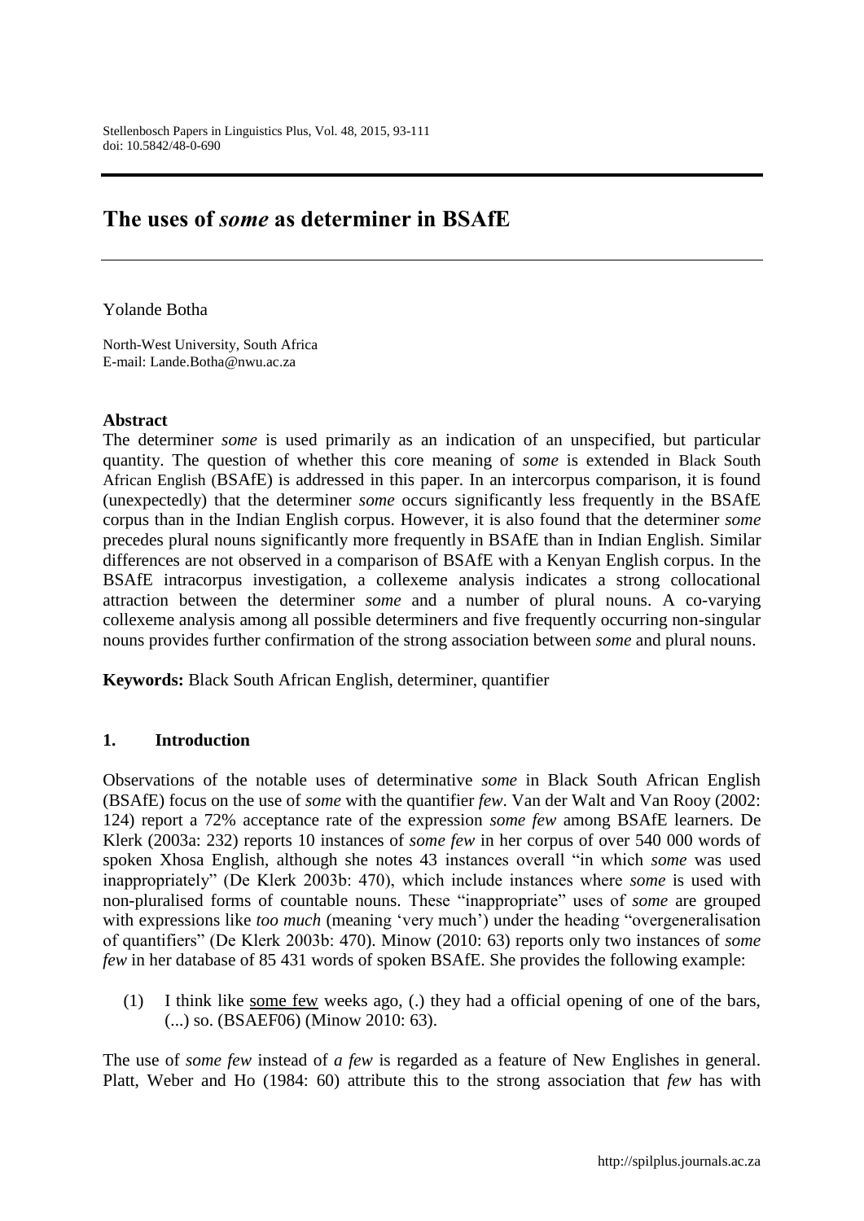# The uses of *some* as determiner in BSAfE

Yolande Botha

North-West University, South Africa
E-mail: Lande.Botha@nwu.ac.za

**Abstract**

The determiner *some* is used primarily as an indication of an unspecified, but particular quantity. The question of whether this core meaning of *some* is extended in Black South African English (BSAfE) is addressed in this paper. In an intercorpus comparison, it is found (unexpectedly) that the determiner *some* occurs significantly less frequently in the BSAfE corpus than in the Indian English corpus. However, it is also found that the determiner *some* precedes plural nouns significantly more frequently in BSAfE than in Indian English. Similar differences are not observed in a comparison of BSAfE with a Kenyan English corpus. In the BSAfE intracorpus investigation, a collexeme analysis indicates a strong collocational attraction between the determiner *some* and a number of plural nouns. A co-varying collexeme analysis among all possible determiners and five frequently occurring non-singular nouns provides further confirmation of the strong association between *some* and plural nouns.

**Keywords:** Black South African English, determiner, quantifier

## 1. Introduction

Observations of the notable uses of determinative *some* in Black South African English (BSAfE) focus on the use of *some* with the quantifier *few*. Van der Walt and Van Rooy (2002: 124) report a 72% acceptance rate of the expression *some few* among BSAfE learners. De Klerk (2003a: 232) reports 10 instances of *some few* in her corpus of over 540 000 words of spoken Xhosa English, although she notes 43 instances overall "in which *some* was used inappropriately" (De Klerk 2003b: 470), which include instances where *some* is used with non-pluralised forms of countable nouns. These "inappropriate" uses of *some* are grouped with expressions like *too much* (meaning 'very much') under the heading "overgeneralisation of quantifiers" (De Klerk 2003b: 470). Minow (2010: 63) reports only two instances of *some few* in her database of 85 431 words of spoken BSAfE. She provides the following example:

(1) I think like <u>some few</u> weeks ago, (.) they had a official opening of one of the bars, (...) so. (BSAEF06) (Minow 2010: 63).

The use of *some few* instead of *a few* is regarded as a feature of New Englishes in general. Platt, Weber and Ho (1984: 60) attribute this to the strong association that *few* has with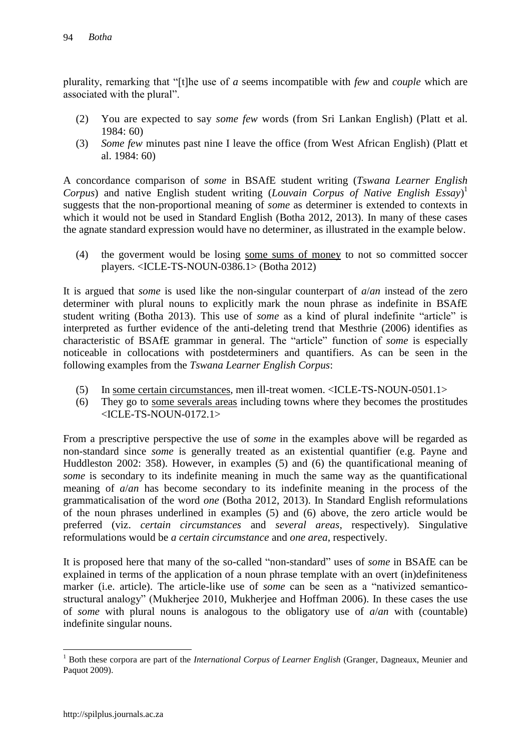plurality, remarking that "[t]he use of *a* seems incompatible with *few* and *couple* which are associated with the plural".

(2) You are expected to say *some few* words (from Sri Lankan English) (Platt et al. 1984: 60)

(3) *Some few* minutes past nine I leave the office (from West African English) (Platt et al. 1984: 60)

A concordance comparison of *some* in BSAfE student writing (*Tswana Learner English Corpus*) and native English student writing (*Louvain Corpus of Native English Essay*)[1] suggests that the non-proportional meaning of *some* as determiner is extended to contexts in which it would not be used in Standard English (Botha 2012, 2013). In many of these cases the agnate standard expression would have no determiner, as illustrated in the example below.

(4) the goverment would be losing <u>some sums of money</u> to not so committed soccer players. <ICLE-TS-NOUN-0386.1> (Botha 2012)

It is argued that *some* is used like the non-singular counterpart of *a*/*an* instead of the zero determiner with plural nouns to explicitly mark the noun phrase as indefinite in BSAfE student writing (Botha 2013). This use of *some* as a kind of plural indefinite "article" is interpreted as further evidence of the anti-deleting trend that Mesthrie (2006) identifies as characteristic of BSAfE grammar in general. The "article" function of *some* is especially noticeable in collocations with postdeterminers and quantifiers. As can be seen in the following examples from the *Tswana Learner English Corpus*:

(5) In <u>some certain circumstances</u>, men ill-treat women. <ICLE-TS-NOUN-0501.1>

(6) They go to <u>some severals areas</u> including towns where they becomes the prostitudes <ICLE-TS-NOUN-0172.1>

From a prescriptive perspective the use of *some* in the examples above will be regarded as non-standard since *some* is generally treated as an existential quantifier (e.g. Payne and Huddleston 2002: 358). However, in examples (5) and (6) the quantificational meaning of *some* is secondary to its indefinite meaning in much the same way as the quantificational meaning of *a*/*an* has become secondary to its indefinite meaning in the process of the grammaticalisation of the word *one* (Botha 2012, 2013). In Standard English reformulations of the noun phrases underlined in examples (5) and (6) above, the zero article would be preferred (viz. *certain circumstances* and *several areas*, respectively). Singulative reformulations would be *a certain circumstance* and *one area*, respectively.

It is proposed here that many of the so-called "non-standard" uses of *some* in BSAfE can be explained in terms of the application of a noun phrase template with an overt (in)definiteness marker (i.e. article). The article-like use of *some* can be seen as a "nativized semantico-structural analogy" (Mukherjee 2010, Mukherjee and Hoffman 2006). In these cases the use of *some* with plural nouns is analogous to the obligatory use of *a*/*an* with (countable) indefinite singular nouns.

---

[1] Both these corpora are part of the *International Corpus of Learner English* (Granger, Dagneaux, Meunier and Paquot 2009).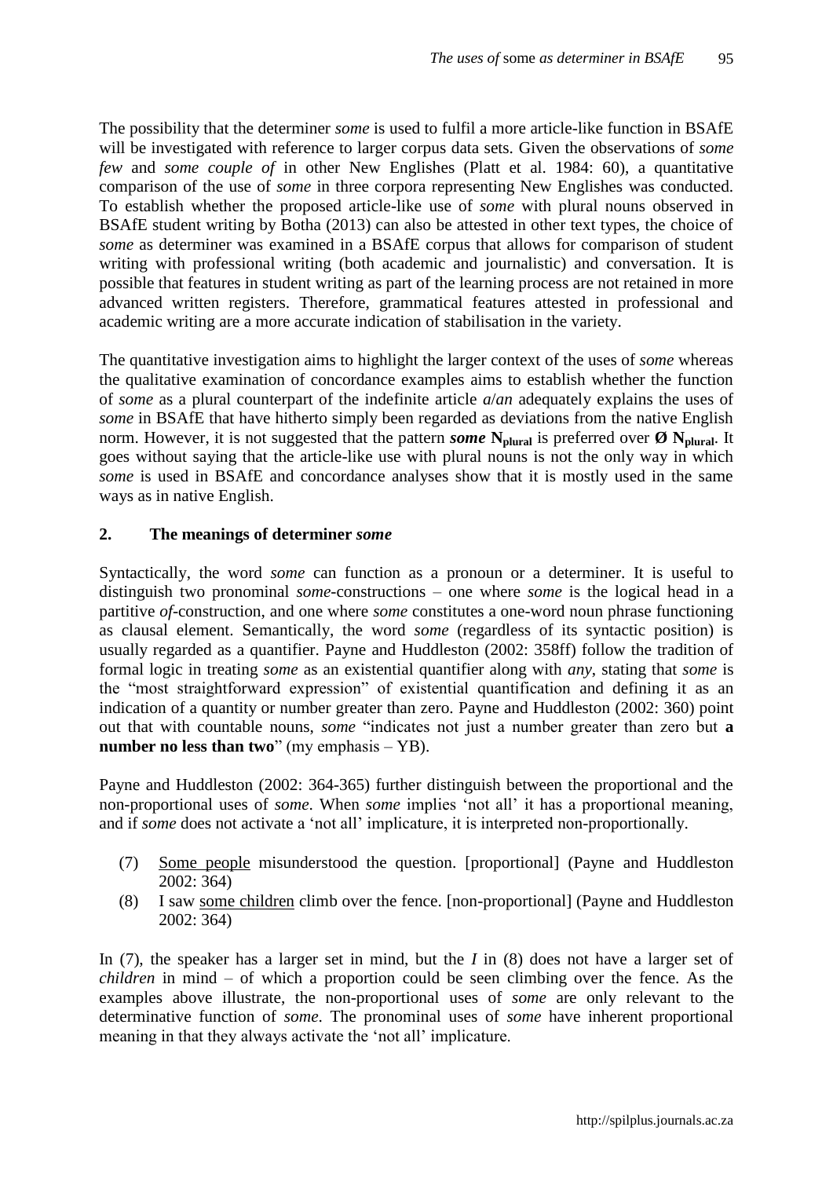The possibility that the determiner *some* is used to fulfil a more article-like function in BSAfE will be investigated with reference to larger corpus data sets. Given the observations of *some few* and *some couple of* in other New Englishes (Platt et al. 1984: 60), a quantitative comparison of the use of *some* in three corpora representing New Englishes was conducted. To establish whether the proposed article-like use of *some* with plural nouns observed in BSAfE student writing by Botha (2013) can also be attested in other text types, the choice of *some* as determiner was examined in a BSAfE corpus that allows for comparison of student writing with professional writing (both academic and journalistic) and conversation. It is possible that features in student writing as part of the learning process are not retained in more advanced written registers. Therefore, grammatical features attested in professional and academic writing are a more accurate indication of stabilisation in the variety.

The quantitative investigation aims to highlight the larger context of the uses of *some* whereas the qualitative examination of concordance examples aims to establish whether the function of *some* as a plural counterpart of the indefinite article *a*/*an* adequately explains the uses of *some* in BSAfE that have hitherto simply been regarded as deviations from the native English norm. However, it is not suggested that the pattern ***some*** $\mathbf{N_{plural}}$ is preferred over **Ø** $\mathbf{N_{plural}}$. It goes without saying that the article-like use with plural nouns is not the only way in which *some* is used in BSAfE and concordance analyses show that it is mostly used in the same ways as in native English.

## 2. The meanings of determiner *some*

Syntactically, the word *some* can function as a pronoun or a determiner. It is useful to distinguish two pronominal *some*-constructions – one where *some* is the logical head in a partitive *of*-construction, and one where *some* constitutes a one-word noun phrase functioning as clausal element. Semantically, the word *some* (regardless of its syntactic position) is usually regarded as a quantifier. Payne and Huddleston (2002: 358ff) follow the tradition of formal logic in treating *some* as an existential quantifier along with *any*, stating that *some* is the "most straightforward expression" of existential quantification and defining it as an indication of a quantity or number greater than zero. Payne and Huddleston (2002: 360) point out that with countable nouns, *some* "indicates not just a number greater than zero but **a number no less than two**" (my emphasis – YB).

Payne and Huddleston (2002: 364-365) further distinguish between the proportional and the non-proportional uses of *some*. When *some* implies 'not all' it has a proportional meaning, and if *some* does not activate a 'not all' implicature, it is interpreted non-proportionally.

(7) <u>Some people</u> misunderstood the question. [proportional] (Payne and Huddleston 2002: 364)

(8) I saw <u>some children</u> climb over the fence. [non-proportional] (Payne and Huddleston 2002: 364)

In (7), the speaker has a larger set in mind, but the *I* in (8) does not have a larger set of *children* in mind – of which a proportion could be seen climbing over the fence. As the examples above illustrate, the non-proportional uses of *some* are only relevant to the determinative function of *some*. The pronominal uses of *some* have inherent proportional meaning in that they always activate the 'not all' implicature.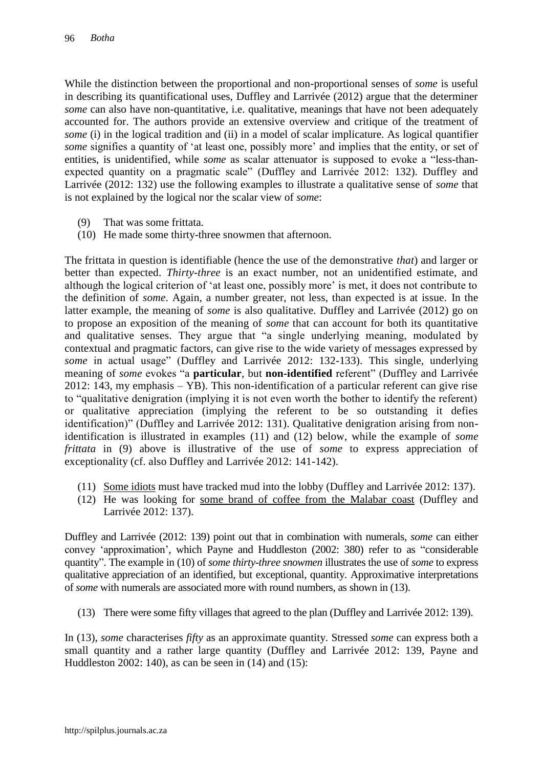While the distinction between the proportional and non-proportional senses of *some* is useful in describing its quantificational uses, Duffley and Larrivée (2012) argue that the determiner *some* can also have non-quantitative, i.e. qualitative, meanings that have not been adequately accounted for. The authors provide an extensive overview and critique of the treatment of *some* (i) in the logical tradition and (ii) in a model of scalar implicature. As logical quantifier *some* signifies a quantity of 'at least one, possibly more' and implies that the entity, or set of entities, is unidentified, while *some* as scalar attenuator is supposed to evoke a "less-than-expected quantity on a pragmatic scale" (Duffley and Larrivée 2012: 132). Duffley and Larrivée (2012: 132) use the following examples to illustrate a qualitative sense of *some* that is not explained by the logical nor the scalar view of *some*:

(9) That was some frittata.
(10) He made some thirty-three snowmen that afternoon.

The frittata in question is identifiable (hence the use of the demonstrative *that*) and larger or better than expected. *Thirty-three* is an exact number, not an unidentified estimate, and although the logical criterion of 'at least one, possibly more' is met, it does not contribute to the definition of *some*. Again, a number greater, not less, than expected is at issue. In the latter example, the meaning of *some* is also qualitative. Duffley and Larrivée (2012) go on to propose an exposition of the meaning of *some* that can account for both its quantitative and qualitative senses. They argue that "a single underlying meaning, modulated by contextual and pragmatic factors, can give rise to the wide variety of messages expressed by *some* in actual usage" (Duffley and Larrivée 2012: 132-133). This single, underlying meaning of *some* evokes "a **particular**, but **non-identified** referent" (Duffley and Larrivée 2012: 143, my emphasis – YB). This non-identification of a particular referent can give rise to "qualitative denigration (implying it is not even worth the bother to identify the referent) or qualitative appreciation (implying the referent to be so outstanding it defies identification)" (Duffley and Larrivée 2012: 131). Qualitative denigration arising from non-identification is illustrated in examples (11) and (12) below, while the example of *some frittata* in (9) above is illustrative of the use of *some* to express appreciation of exceptionality (cf. also Duffley and Larrivée 2012: 141-142).

(11) <u>Some idiots</u> must have tracked mud into the lobby (Duffley and Larrivée 2012: 137).
(12) He was looking for <u>some brand of coffee from the Malabar coast</u> (Duffley and Larrivée 2012: 137).

Duffley and Larrivée (2012: 139) point out that in combination with numerals, *some* can either convey 'approximation', which Payne and Huddleston (2002: 380) refer to as "considerable quantity". The example in (10) of *some thirty-three snowmen* illustrates the use of *some* to express qualitative appreciation of an identified, but exceptional, quantity. Approximative interpretations of *some* with numerals are associated more with round numbers, as shown in (13).

(13) There were some fifty villages that agreed to the plan (Duffley and Larrivée 2012: 139).

In (13), *some* characterises *fifty* as an approximate quantity. Stressed *some* can express both a small quantity and a rather large quantity (Duffley and Larrivée 2012: 139, Payne and Huddleston 2002: 140), as can be seen in (14) and (15):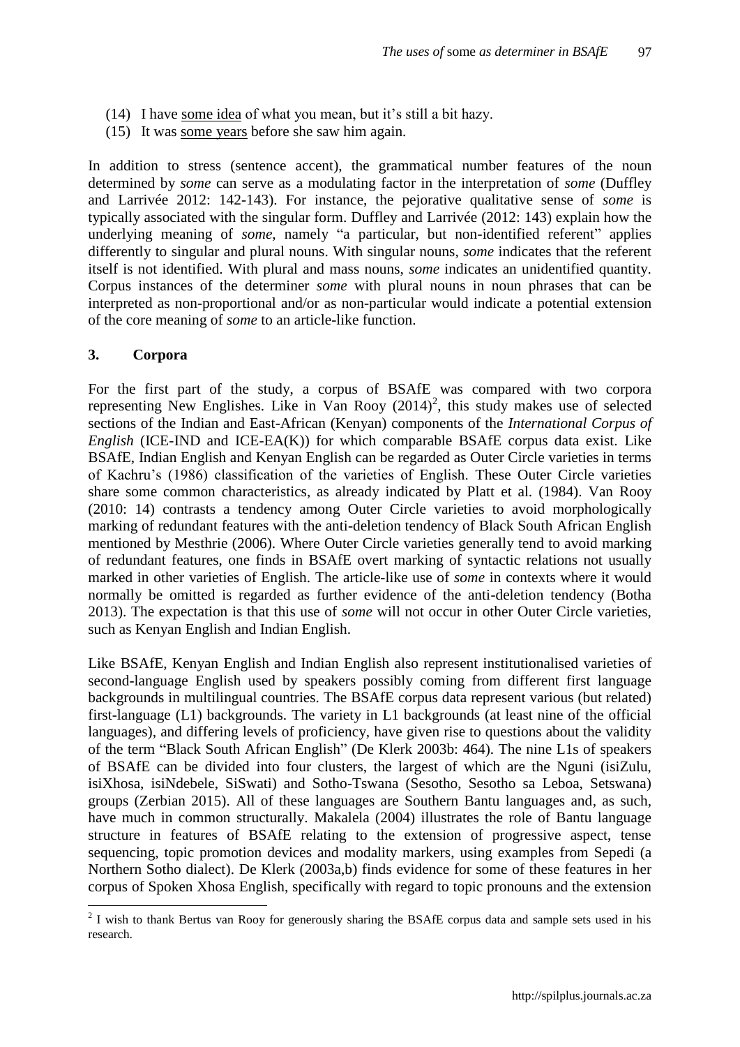(14) I have <u>some idea</u> of what you mean, but it's still a bit hazy.

(15) It was <u>some years</u> before she saw him again.

In addition to stress (sentence accent), the grammatical number features of the noun determined by *some* can serve as a modulating factor in the interpretation of *some* (Duffley and Larrivée 2012: 142-143). For instance, the pejorative qualitative sense of *some* is typically associated with the singular form. Duffley and Larrivée (2012: 143) explain how the underlying meaning of *some*, namely "a particular, but non-identified referent" applies differently to singular and plural nouns. With singular nouns, *some* indicates that the referent itself is not identified. With plural and mass nouns, *some* indicates an unidentified quantity. Corpus instances of the determiner *some* with plural nouns in noun phrases that can be interpreted as non-proportional and/or as non-particular would indicate a potential extension of the core meaning of *some* to an article-like function.

## 3. Corpora

For the first part of the study, a corpus of BSAfE was compared with two corpora representing New Englishes. Like in Van Rooy (2014)[2], this study makes use of selected sections of the Indian and East-African (Kenyan) components of the *International Corpus of English* (ICE-IND and ICE-EA(K)) for which comparable BSAfE corpus data exist. Like BSAfE, Indian English and Kenyan English can be regarded as Outer Circle varieties in terms of Kachru's (1986) classification of the varieties of English. These Outer Circle varieties share some common characteristics, as already indicated by Platt et al. (1984). Van Rooy (2010: 14) contrasts a tendency among Outer Circle varieties to avoid morphologically marking of redundant features with the anti-deletion tendency of Black South African English mentioned by Mesthrie (2006). Where Outer Circle varieties generally tend to avoid marking of redundant features, one finds in BSAfE overt marking of syntactic relations not usually marked in other varieties of English. The article-like use of *some* in contexts where it would normally be omitted is regarded as further evidence of the anti-deletion tendency (Botha 2013). The expectation is that this use of *some* will not occur in other Outer Circle varieties, such as Kenyan English and Indian English.

Like BSAfE, Kenyan English and Indian English also represent institutionalised varieties of second-language English used by speakers possibly coming from different first language backgrounds in multilingual countries. The BSAfE corpus data represent various (but related) first-language (L1) backgrounds. The variety in L1 backgrounds (at least nine of the official languages), and differing levels of proficiency, have given rise to questions about the validity of the term "Black South African English" (De Klerk 2003b: 464). The nine L1s of speakers of BSAfE can be divided into four clusters, the largest of which are the Nguni (isiZulu, isiXhosa, isiNdebele, SiSwati) and Sotho-Tswana (Sesotho, Sesotho sa Leboa, Setswana) groups (Zerbian 2015). All of these languages are Southern Bantu languages and, as such, have much in common structurally. Makalela (2004) illustrates the role of Bantu language structure in features of BSAfE relating to the extension of progressive aspect, tense sequencing, topic promotion devices and modality markers, using examples from Sepedi (a Northern Sotho dialect). De Klerk (2003a,b) finds evidence for some of these features in her corpus of Spoken Xhosa English, specifically with regard to topic pronouns and the extension

[2] I wish to thank Bertus van Rooy for generously sharing the BSAfE corpus data and sample sets used in his research.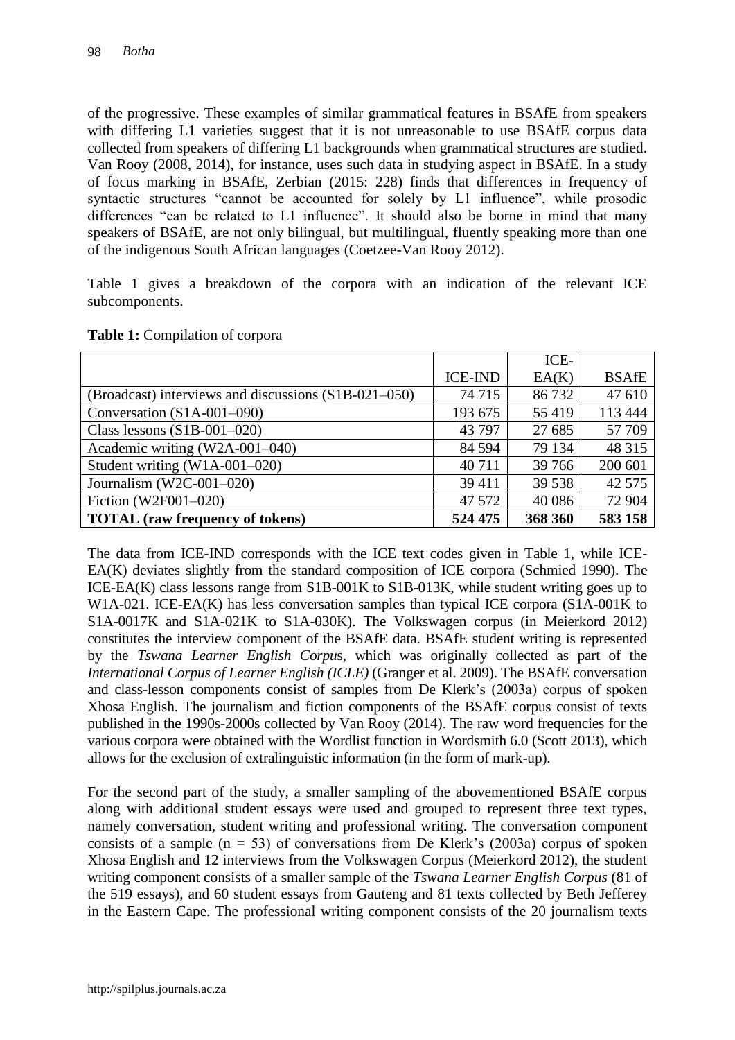of the progressive. These examples of similar grammatical features in BSAfE from speakers with differing L1 varieties suggest that it is not unreasonable to use BSAfE corpus data collected from speakers of differing L1 backgrounds when grammatical structures are studied. Van Rooy (2008, 2014), for instance, uses such data in studying aspect in BSAfE. In a study of focus marking in BSAfE, Zerbian (2015: 228) finds that differences in frequency of syntactic structures "cannot be accounted for solely by L1 influence", while prosodic differences "can be related to L1 influence". It should also be borne in mind that many speakers of BSAfE, are not only bilingual, but multilingual, fluently speaking more than one of the indigenous South African languages (Coetzee-Van Rooy 2012).

Table 1 gives a breakdown of the corpora with an indication of the relevant ICE subcomponents.

**Table 1:** Compilation of corpora

| | ICE-IND | ICE-EA(K) | BSAfE |
|---|---|---|---|
| (Broadcast) interviews and discussions (S1B-021–050) | 74 715 | 86 732 | 47 610 |
| Conversation (S1A-001–090) | 193 675 | 55 419 | 113 444 |
| Class lessons (S1B-001–020) | 43 797 | 27 685 | 57 709 |
| Academic writing (W2A-001–040) | 84 594 | 79 134 | 48 315 |
| Student writing (W1A-001–020) | 40 711 | 39 766 | 200 601 |
| Journalism (W2C-001–020) | 39 411 | 39 538 | 42 575 |
| Fiction (W2F001–020) | 47 572 | 40 086 | 72 904 |
| **TOTAL (raw frequency of tokens)** | **524 475** | **368 360** | **583 158** |

The data from ICE-IND corresponds with the ICE text codes given in Table 1, while ICE-EA(K) deviates slightly from the standard composition of ICE corpora (Schmied 1990). The ICE-EA(K) class lessons range from S1B-001K to S1B-013K, while student writing goes up to W1A-021. ICE-EA(K) has less conversation samples than typical ICE corpora (S1A-001K to S1A-0017K and S1A-021K to S1A-030K). The Volkswagen corpus (in Meierkord 2012) constitutes the interview component of the BSAfE data. BSAfE student writing is represented by the *Tswana Learner English Corpus*, which was originally collected as part of the *International Corpus of Learner English (ICLE)* (Granger et al. 2009). The BSAfE conversation and class-lesson components consist of samples from De Klerk's (2003a) corpus of spoken Xhosa English. The journalism and fiction components of the BSAfE corpus consist of texts published in the 1990s-2000s collected by Van Rooy (2014). The raw word frequencies for the various corpora were obtained with the Wordlist function in Wordsmith 6.0 (Scott 2013), which allows for the exclusion of extralinguistic information (in the form of mark-up).

For the second part of the study, a smaller sampling of the abovementioned BSAfE corpus along with additional student essays were used and grouped to represent three text types, namely conversation, student writing and professional writing. The conversation component consists of a sample ($n = 53$) of conversations from De Klerk's (2003a) corpus of spoken Xhosa English and 12 interviews from the Volkswagen Corpus (Meierkord 2012), the student writing component consists of a smaller sample of the *Tswana Learner English Corpus* (81 of the 519 essays), and 60 student essays from Gauteng and 81 texts collected by Beth Jefferey in the Eastern Cape. The professional writing component consists of the 20 journalism texts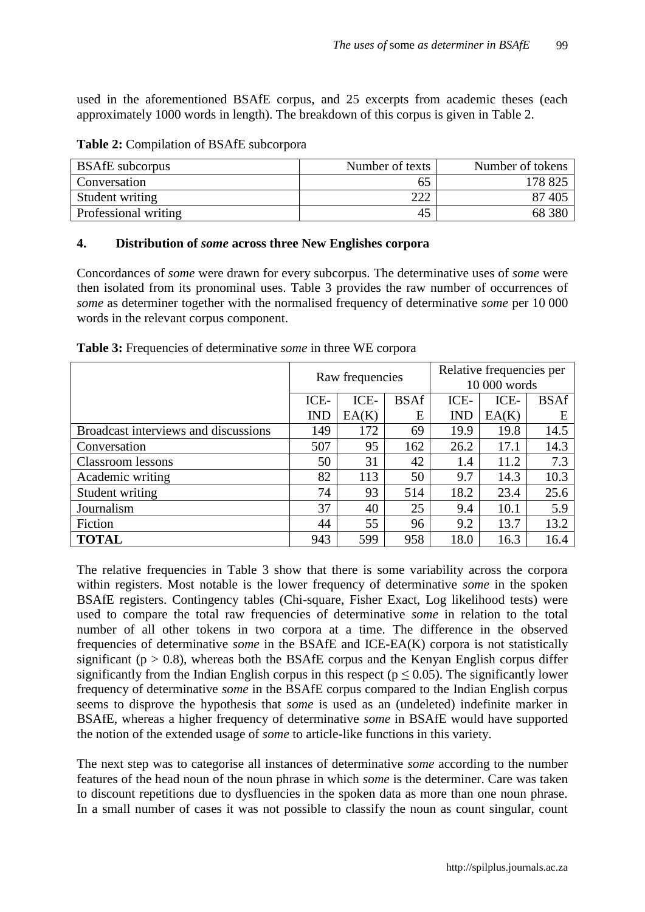used in the aforementioned BSAfE corpus, and 25 excerpts from academic theses (each approximately 1000 words in length). The breakdown of this corpus is given in Table 2.

**Table 2:** Compilation of BSAfE subcorpora

| BSAfE subcorpus | Number of texts | Number of tokens |
|---|---|---|
| Conversation | 65 | 178 825 |
| Student writing | 222 | 87 405 |
| Professional writing | 45 | 68 380 |

## 4. Distribution of *some* across three New Englishes corpora

Concordances of *some* were drawn for every subcorpus. The determinative uses of *some* were then isolated from its pronominal uses. Table 3 provides the raw number of occurrences of *some* as determiner together with the normalised frequency of determinative *some* per 10 000 words in the relevant corpus component.

**Table 3:** Frequencies of determinative *some* in three WE corpora

| | Raw frequencies | | | Relative frequencies per 10 000 words | | |
|---|---|---|---|---|---|---|
| | ICE-IND | ICE-EA(K) | BSAfE | ICE-IND | ICE-EA(K) | BSAfE |
| Broadcast interviews and discussions | 149 | 172 | 69 | 19.9 | 19.8 | 14.5 |
| Conversation | 507 | 95 | 162 | 26.2 | 17.1 | 14.3 |
| Classroom lessons | 50 | 31 | 42 | 1.4 | 11.2 | 7.3 |
| Academic writing | 82 | 113 | 50 | 9.7 | 14.3 | 10.3 |
| Student writing | 74 | 93 | 514 | 18.2 | 23.4 | 25.6 |
| Journalism | 37 | 40 | 25 | 9.4 | 10.1 | 5.9 |
| Fiction | 44 | 55 | 96 | 9.2 | 13.7 | 13.2 |
| **TOTAL** | 943 | 599 | 958 | 18.0 | 16.3 | 16.4 |

The relative frequencies in Table 3 show that there is some variability across the corpora within registers. Most notable is the lower frequency of determinative *some* in the spoken BSAfE registers. Contingency tables (Chi-square, Fisher Exact, Log likelihood tests) were used to compare the total raw frequencies of determinative *some* in relation to the total number of all other tokens in two corpora at a time. The difference in the observed frequencies of determinative *some* in the BSAfE and ICE-EA(K) corpora is not statistically significant ($p > 0.8$), whereas both the BSAfE corpus and the Kenyan English corpus differ significantly from the Indian English corpus in this respect ($p \leq 0.05$). The significantly lower frequency of determinative *some* in the BSAfE corpus compared to the Indian English corpus seems to disprove the hypothesis that *some* is used as an (undeleted) indefinite marker in BSAfE, whereas a higher frequency of determinative *some* in BSAfE would have supported the notion of the extended usage of *some* to article-like functions in this variety.

The next step was to categorise all instances of determinative *some* according to the number features of the head noun of the noun phrase in which *some* is the determiner. Care was taken to discount repetitions due to dysfluencies in the spoken data as more than one noun phrase. In a small number of cases it was not possible to classify the noun as count singular, count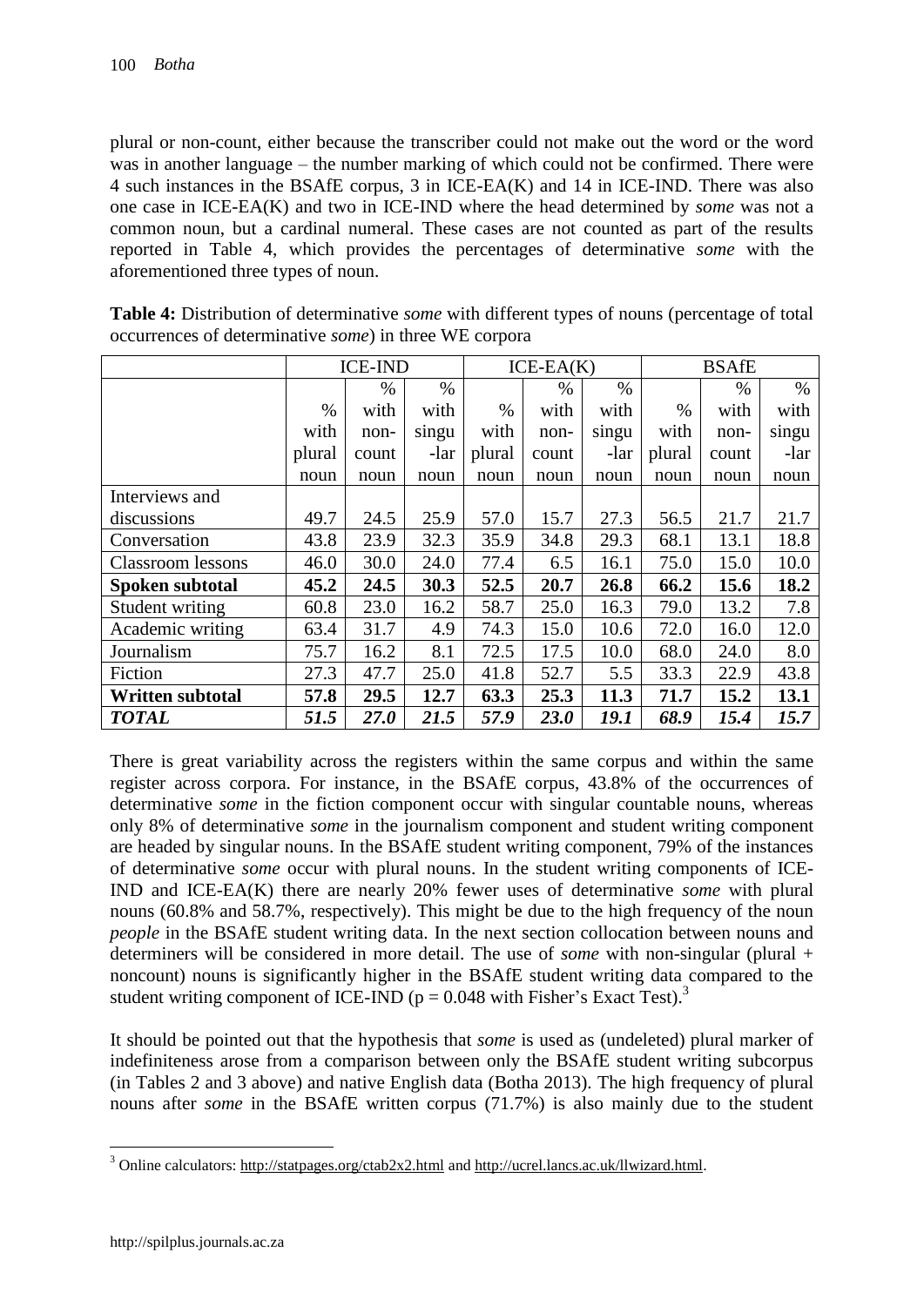plural or non-count, either because the transcriber could not make out the word or the word was in another language – the number marking of which could not be confirmed. There were 4 such instances in the BSAfE corpus, 3 in ICE-EA(K) and 14 in ICE-IND. There was also one case in ICE-EA(K) and two in ICE-IND where the head determined by *some* was not a common noun, but a cardinal numeral. These cases are not counted as part of the results reported in Table 4, which provides the percentages of determinative *some* with the aforementioned three types of noun.

**Table 4:** Distribution of determinative *some* with different types of nouns (percentage of total occurrences of determinative *some*) in three WE corpora

| | ICE-IND | | | ICE-EA(K) | | | BSAfE | | |
|---|---|---|---|---|---|---|---|---|---|
| | % with plural noun | % with non-count noun | % with singular noun | % with plural noun | % with non-count noun | % with singular noun | % with plural noun | % with non-count noun | % with singular noun |
| Interviews and discussions | 49.7 | 24.5 | 25.9 | 57.0 | 15.7 | 27.3 | 56.5 | 21.7 | 21.7 |
| Conversation | 43.8 | 23.9 | 32.3 | 35.9 | 34.8 | 29.3 | 68.1 | 13.1 | 18.8 |
| Classroom lessons | 46.0 | 30.0 | 24.0 | 77.4 | 6.5 | 16.1 | 75.0 | 15.0 | 10.0 |
| **Spoken subtotal** | **45.2** | **24.5** | **30.3** | **52.5** | **20.7** | **26.8** | **66.2** | **15.6** | **18.2** |
| Student writing | 60.8 | 23.0 | 16.2 | 58.7 | 25.0 | 16.3 | 79.0 | 13.2 | 7.8 |
| Academic writing | 63.4 | 31.7 | 4.9 | 74.3 | 15.0 | 10.6 | 72.0 | 16.0 | 12.0 |
| Journalism | 75.7 | 16.2 | 8.1 | 72.5 | 17.5 | 10.0 | 68.0 | 24.0 | 8.0 |
| Fiction | 27.3 | 47.7 | 25.0 | 41.8 | 52.7 | 5.5 | 33.3 | 22.9 | 43.8 |
| **Written subtotal** | **57.8** | **29.5** | **12.7** | **63.3** | **25.3** | **11.3** | **71.7** | **15.2** | **13.1** |
| ***TOTAL*** | ***51.5*** | ***27.0*** | ***21.5*** | ***57.9*** | ***23.0*** | ***19.1*** | ***68.9*** | ***15.4*** | ***15.7*** |

There is great variability across the registers within the same corpus and within the same register across corpora. For instance, in the BSAfE corpus, 43.8% of the occurrences of determinative *some* in the fiction component occur with singular countable nouns, whereas only 8% of determinative *some* in the journalism component and student writing component are headed by singular nouns. In the BSAfE student writing component, 79% of the instances of determinative *some* occur with plural nouns. In the student writing components of ICE-IND and ICE-EA(K) there are nearly 20% fewer uses of determinative *some* with plural nouns (60.8% and 58.7%, respectively). This might be due to the high frequency of the noun *people* in the BSAfE student writing data. In the next section collocation between nouns and determiners will be considered in more detail. The use of *some* with non-singular (plural + noncount) nouns is significantly higher in the BSAfE student writing data compared to the student writing component of ICE-IND ($p = 0.048$ with Fisher's Exact Test).[3]

It should be pointed out that the hypothesis that *some* is used as (undeleted) plural marker of indefiniteness arose from a comparison between only the BSAfE student writing subcorpus (in Tables 2 and 3 above) and native English data (Botha 2013). The high frequency of plural nouns after *some* in the BSAfE written corpus (71.7%) is also mainly due to the student

[3] Online calculators: http://statpages.org/ctab2x2.html and http://ucrel.lancs.ac.uk/llwizard.html.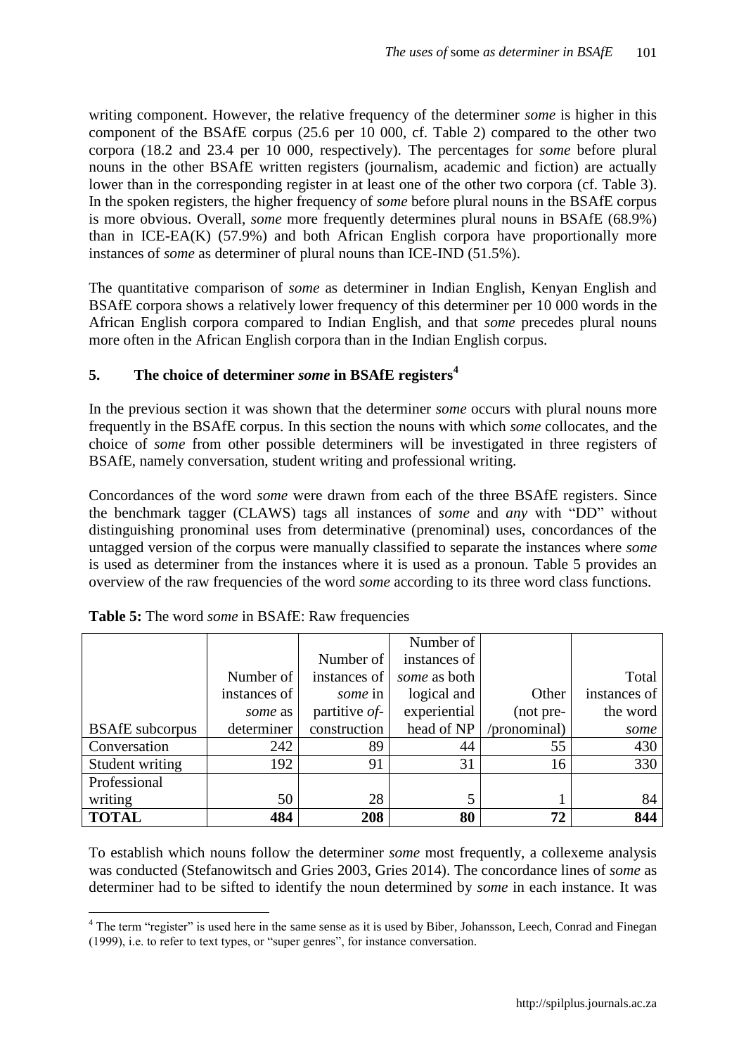writing component. However, the relative frequency of the determiner *some* is higher in this component of the BSAfE corpus (25.6 per 10 000, cf. Table 2) compared to the other two corpora (18.2 and 23.4 per 10 000, respectively). The percentages for *some* before plural nouns in the other BSAfE written registers (journalism, academic and fiction) are actually lower than in the corresponding register in at least one of the other two corpora (cf. Table 3). In the spoken registers, the higher frequency of *some* before plural nouns in the BSAfE corpus is more obvious. Overall, *some* more frequently determines plural nouns in BSAfE (68.9%) than in ICE-EA(K) (57.9%) and both African English corpora have proportionally more instances of *some* as determiner of plural nouns than ICE-IND (51.5%).

The quantitative comparison of *some* as determiner in Indian English, Kenyan English and BSAfE corpora shows a relatively lower frequency of this determiner per 10 000 words in the African English corpora compared to Indian English, and that *some* precedes plural nouns more often in the African English corpora than in the Indian English corpus.

## 5. The choice of determiner *some* in BSAfE registers[4]

In the previous section it was shown that the determiner *some* occurs with plural nouns more frequently in the BSAfE corpus. In this section the nouns with which *some* collocates, and the choice of *some* from other possible determiners will be investigated in three registers of BSAfE, namely conversation, student writing and professional writing.

Concordances of the word *some* were drawn from each of the three BSAfE registers. Since the benchmark tagger (CLAWS) tags all instances of *some* and *any* with "DD" without distinguishing pronominal uses from determinative (prenominal) uses, concordances of the untagged version of the corpus were manually classified to separate the instances where *some* is used as determiner from the instances where it is used as a pronoun. Table 5 provides an overview of the raw frequencies of the word *some* according to its three word class functions.

**Table 5:** The word *some* in BSAfE: Raw frequencies

| BSAfE subcorpus | Number of instances of *some* as determiner | Number of instances of *some* in partitive *of*-construction | Number of instances of *some* as both logical and experiential head of NP | Other (not pre-/pronominal) | Total instances of the word *some* |
|---|---|---|---|---|---|
| Conversation | 242 | 89 | 44 | 55 | 430 |
| Student writing | 192 | 91 | 31 | 16 | 330 |
| Professional writing | 50 | 28 | 5 | 1 | 84 |
| **TOTAL** | **484** | **208** | **80** | **72** | **844** |

To establish which nouns follow the determiner *some* most frequently, a collexeme analysis was conducted (Stefanowitsch and Gries 2003, Gries 2014). The concordance lines of *some* as determiner had to be sifted to identify the noun determined by *some* in each instance. It was

[4] The term "register" is used here in the same sense as it is used by Biber, Johansson, Leech, Conrad and Finegan (1999), i.e. to refer to text types, or "super genres", for instance conversation.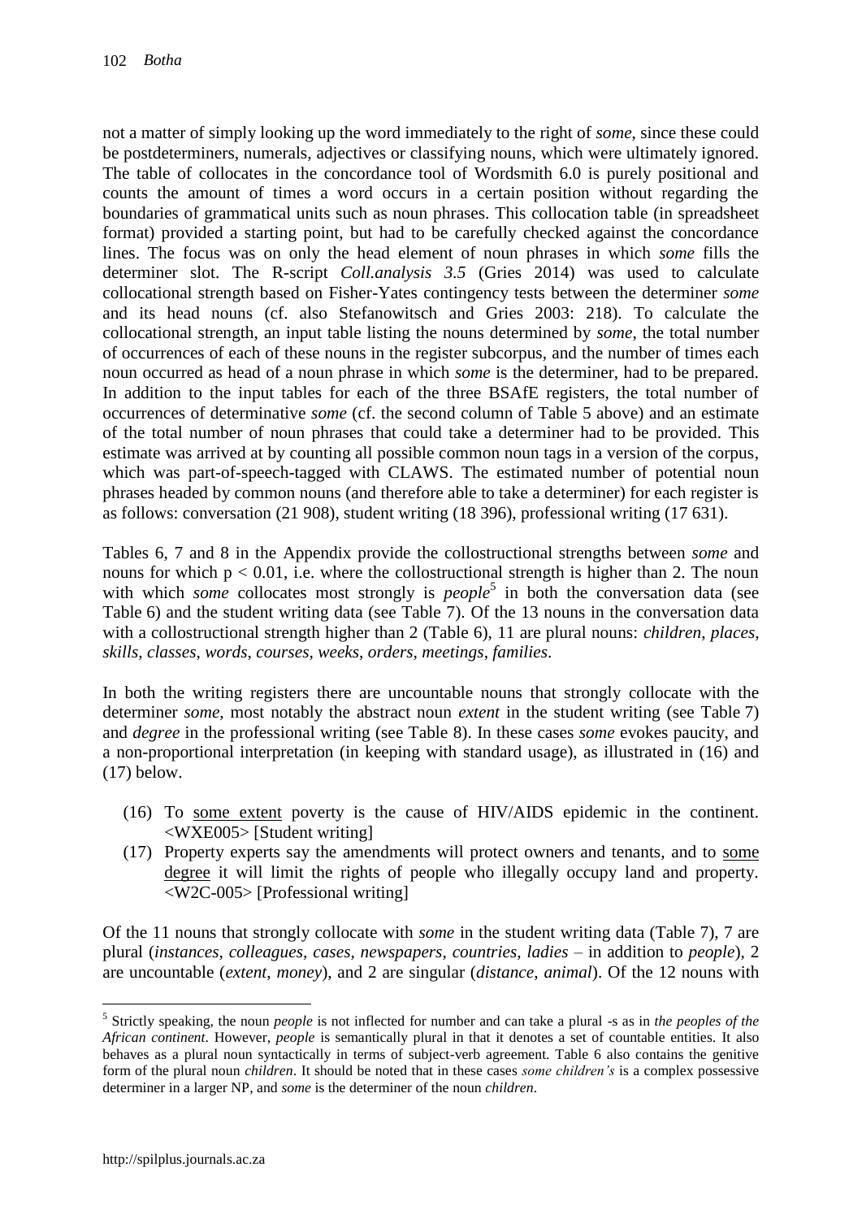not a matter of simply looking up the word immediately to the right of *some*, since these could be postdeterminers, numerals, adjectives or classifying nouns, which were ultimately ignored. The table of collocates in the concordance tool of Wordsmith 6.0 is purely positional and counts the amount of times a word occurs in a certain position without regarding the boundaries of grammatical units such as noun phrases. This collocation table (in spreadsheet format) provided a starting point, but had to be carefully checked against the concordance lines. The focus was on only the head element of noun phrases in which *some* fills the determiner slot. The R-script *Coll.analysis 3.5* (Gries 2014) was used to calculate collocational strength based on Fisher-Yates contingency tests between the determiner *some* and its head nouns (cf. also Stefanowitsch and Gries 2003: 218). To calculate the collocational strength, an input table listing the nouns determined by *some*, the total number of occurrences of each of these nouns in the register subcorpus, and the number of times each noun occurred as head of a noun phrase in which *some* is the determiner, had to be prepared. In addition to the input tables for each of the three BSAfE registers, the total number of occurrences of determinative *some* (cf. the second column of Table 5 above) and an estimate of the total number of noun phrases that could take a determiner had to be provided. This estimate was arrived at by counting all possible common noun tags in a version of the corpus, which was part-of-speech-tagged with CLAWS. The estimated number of potential noun phrases headed by common nouns (and therefore able to take a determiner) for each register is as follows: conversation (21 908), student writing (18 396), professional writing (17 631).

Tables 6, 7 and 8 in the Appendix provide the collostructional strengths between *some* and nouns for which $p < 0.01$, i.e. where the collostructional strength is higher than 2. The noun with which *some* collocates most strongly is *people*[5] in both the conversation data (see Table 6) and the student writing data (see Table 7). Of the 13 nouns in the conversation data with a collostructional strength higher than 2 (Table 6), 11 are plural nouns: *children*, *places*, *skills*, *classes*, *words*, *courses*, *weeks*, *orders*, *meetings*, *families*.

In both the writing registers there are uncountable nouns that strongly collocate with the determiner *some*, most notably the abstract noun *extent* in the student writing (see Table 7) and *degree* in the professional writing (see Table 8). In these cases *some* evokes paucity, and a non-proportional interpretation (in keeping with standard usage), as illustrated in (16) and (17) below.

(16) To some extent poverty is the cause of HIV/AIDS epidemic in the continent. <WXE005> [Student writing]

(17) Property experts say the amendments will protect owners and tenants, and to some degree it will limit the rights of people who illegally occupy land and property. <W2C-005> [Professional writing]

Of the 11 nouns that strongly collocate with *some* in the student writing data (Table 7), 7 are plural (*instances*, *colleagues*, *cases*, *newspapers*, *countries*, *ladies* – in addition to *people*), 2 are uncountable (*extent*, *money*), and 2 are singular (*distance*, *animal*). Of the 12 nouns with

[5] Strictly speaking, the noun *people* is not inflected for number and can take a plural -s as in *the peoples of the African continent*. However, *people* is semantically plural in that it denotes a set of countable entities. It also behaves as a plural noun syntactically in terms of subject-verb agreement. Table 6 also contains the genitive form of the plural noun *children*. It should be noted that in these cases *some children's* is a complex possessive determiner in a larger NP, and *some* is the determiner of the noun *children*.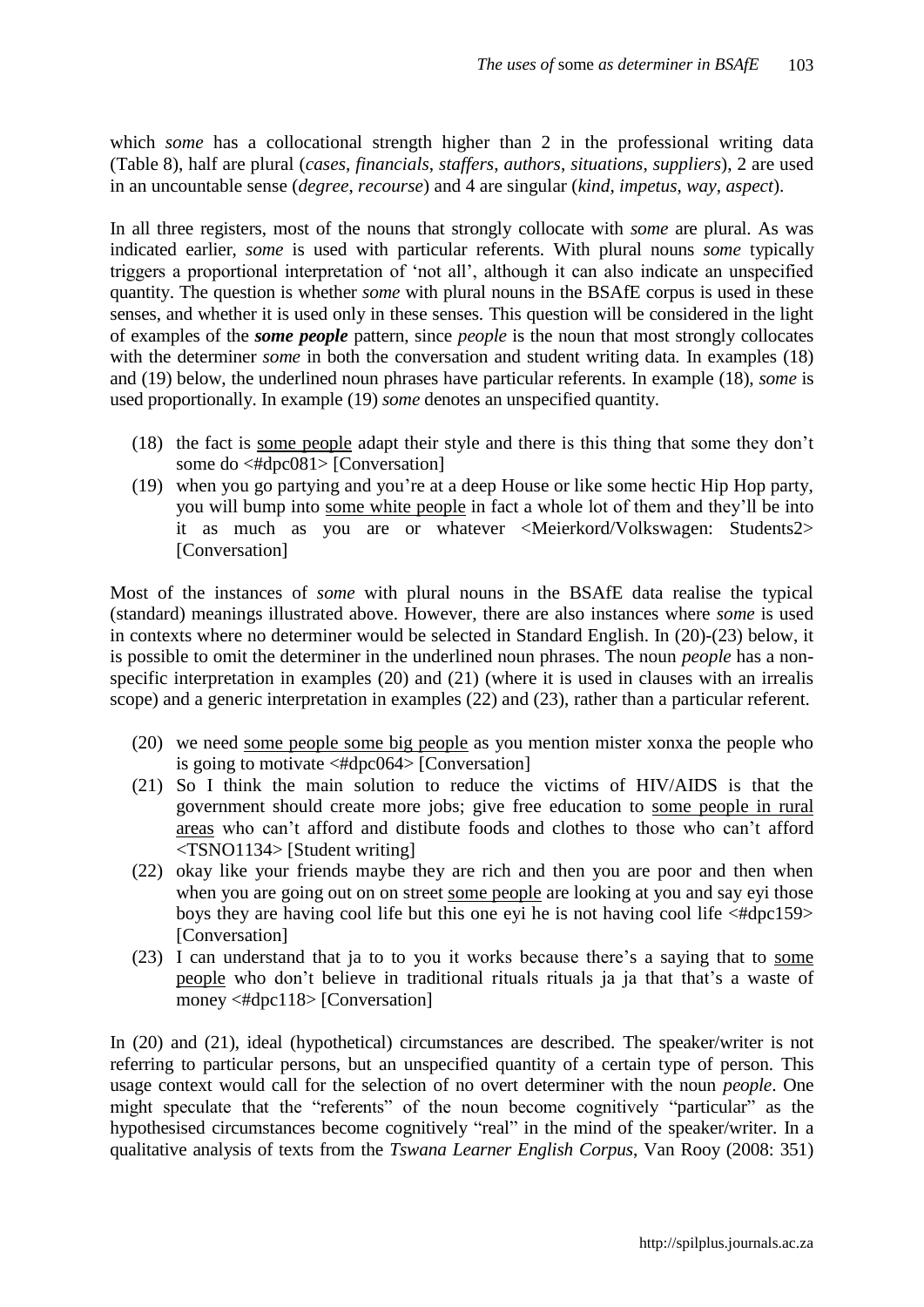which *some* has a collocational strength higher than 2 in the professional writing data (Table 8), half are plural (*cases*, *financials*, *staffers*, *authors*, *situations*, *suppliers*), 2 are used in an uncountable sense (*degree*, *recourse*) and 4 are singular (*kind*, *impetus*, *way*, *aspect*).

In all three registers, most of the nouns that strongly collocate with *some* are plural. As was indicated earlier, *some* is used with particular referents. With plural nouns *some* typically triggers a proportional interpretation of 'not all', although it can also indicate an unspecified quantity. The question is whether *some* with plural nouns in the BSAfE corpus is used in these senses, and whether it is used only in these senses. This question will be considered in the light of examples of the ***some people*** pattern, since *people* is the noun that most strongly collocates with the determiner *some* in both the conversation and student writing data. In examples (18) and (19) below, the underlined noun phrases have particular referents. In example (18), *some* is used proportionally. In example (19) *some* denotes an unspecified quantity.

(18) the fact is <u>some people</u> adapt their style and there is this thing that some they don't some do <#dpc081> [Conversation]

(19) when you go partying and you're at a deep House or like some hectic Hip Hop party, you will bump into <u>some white people</u> in fact a whole lot of them and they'll be into it as much as you are or whatever <Meierkord/Volkswagen: Students2> [Conversation]

Most of the instances of *some* with plural nouns in the BSAfE data realise the typical (standard) meanings illustrated above. However, there are also instances where *some* is used in contexts where no determiner would be selected in Standard English. In (20)-(23) below, it is possible to omit the determiner in the underlined noun phrases. The noun *people* has a non-specific interpretation in examples (20) and (21) (where it is used in clauses with an irrealis scope) and a generic interpretation in examples (22) and (23), rather than a particular referent.

(20) we need <u>some people some big people</u> as you mention mister xonxa the people who is going to motivate <#dpc064> [Conversation]

(21) So I think the main solution to reduce the victims of HIV/AIDS is that the government should create more jobs; give free education to <u>some people in rural areas</u> who can't afford and distibute foods and clothes to those who can't afford <TSNO1134> [Student writing]

(22) okay like your friends maybe they are rich and then you are poor and then when when you are going out on on street <u>some people</u> are looking at you and say eyi those boys they are having cool life but this one eyi he is not having cool life <#dpc159> [Conversation]

(23) I can understand that ja to to you it works because there's a saying that to <u>some people</u> who don't believe in traditional rituals rituals ja ja that that's a waste of money <#dpc118> [Conversation]

In (20) and (21), ideal (hypothetical) circumstances are described. The speaker/writer is not referring to particular persons, but an unspecified quantity of a certain type of person. This usage context would call for the selection of no overt determiner with the noun *people*. One might speculate that the "referents" of the noun become cognitively "particular" as the hypothesised circumstances become cognitively "real" in the mind of the speaker/writer. In a qualitative analysis of texts from the *Tswana Learner English Corpus*, Van Rooy (2008: 351)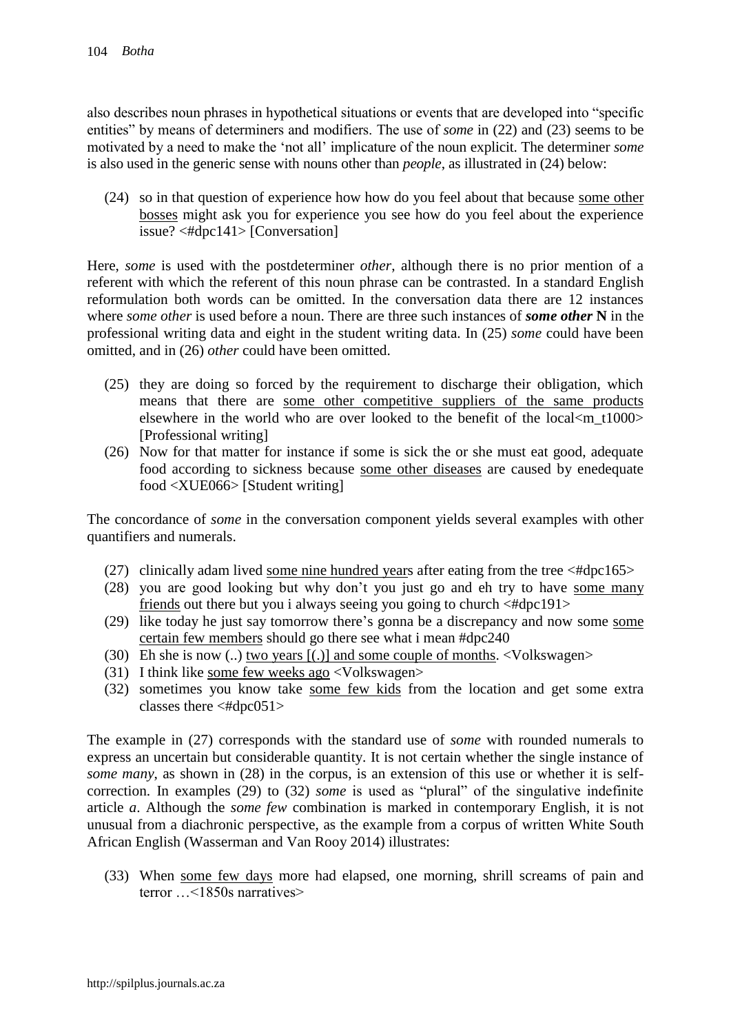also describes noun phrases in hypothetical situations or events that are developed into "specific entities" by means of determiners and modifiers. The use of *some* in (22) and (23) seems to be motivated by a need to make the 'not all' implicature of the noun explicit. The determiner *some* is also used in the generic sense with nouns other than *people*, as illustrated in (24) below:

(24) so in that question of experience how how do you feel about that because <u>some other bosses</u> might ask you for experience you see how do you feel about the experience issue? <#dpc141> [Conversation]

Here, *some* is used with the postdeterminer *other*, although there is no prior mention of a referent with which the referent of this noun phrase can be contrasted. In a standard English reformulation both words can be omitted. In the conversation data there are 12 instances where *some other* is used before a noun. There are three such instances of ***some other* N** in the professional writing data and eight in the student writing data. In (25) *some* could have been omitted, and in (26) *other* could have been omitted.

(25) they are doing so forced by the requirement to discharge their obligation, which means that there are <u>some other competitive suppliers of the same products</u> elsewhere in the world who are over looked to the benefit of the local<m_t1000> [Professional writing]

(26) Now for that matter for instance if some is sick the or she must eat good, adequate food according to sickness because <u>some other diseases</u> are caused by enedequate food <XUE066> [Student writing]

The concordance of *some* in the conversation component yields several examples with other quantifiers and numerals.

(27) clinically adam lived <u>some nine hundred years</u> after eating from the tree <#dpc165>

(28) you are good looking but why don't you just go and eh try to have <u>some many friends</u> out there but you i always seeing you going to church <#dpc191>

(29) like today he just say tomorrow there's gonna be a discrepancy and now some <u>some certain few members</u> should go there see what i mean #dpc240

(30) Eh she is now (..) <u>two years [(.)] and some couple of months</u>. <Volkswagen>

(31) I think like <u>some few weeks ago</u> <Volkswagen>

(32) sometimes you know take <u>some few kids</u> from the location and get some extra classes there <#dpc051>

The example in (27) corresponds with the standard use of *some* with rounded numerals to express an uncertain but considerable quantity. It is not certain whether the single instance of *some many*, as shown in (28) in the corpus, is an extension of this use or whether it is self-correction. In examples (29) to (32) *some* is used as "plural" of the singulative indefinite article *a*. Although the *some few* combination is marked in contemporary English, it is not unusual from a diachronic perspective, as the example from a corpus of written White South African English (Wasserman and Van Rooy 2014) illustrates:

(33) When <u>some few days</u> more had elapsed, one morning, shrill screams of pain and terror …<1850s narratives>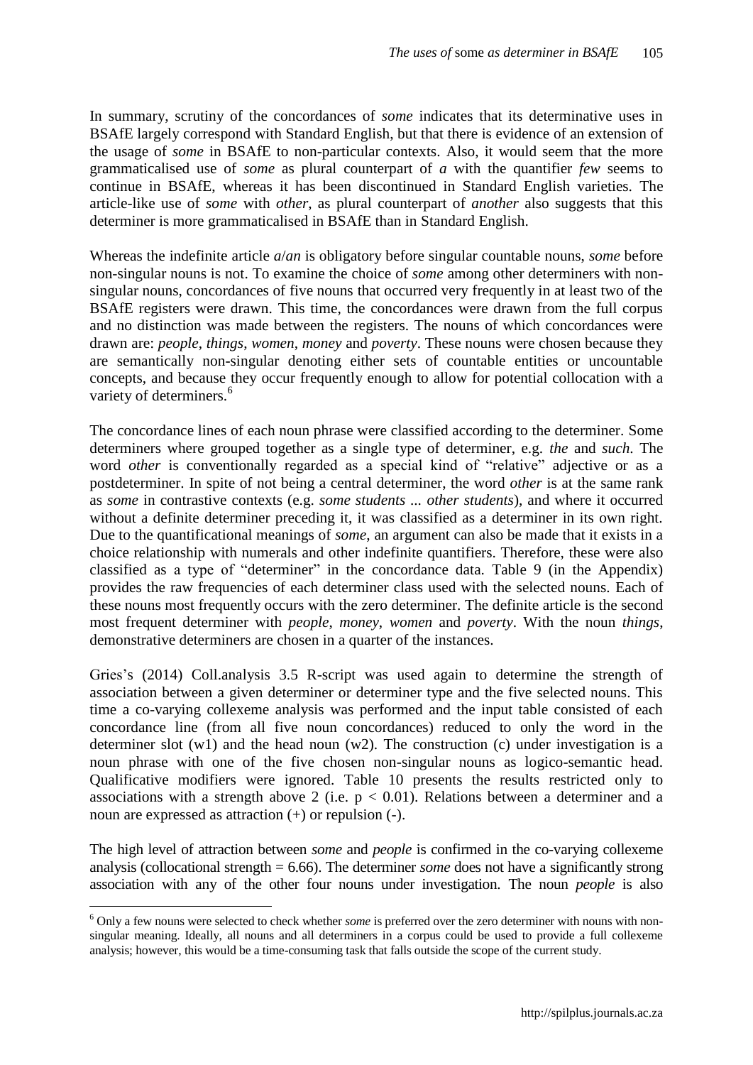In summary, scrutiny of the concordances of *some* indicates that its determinative uses in BSAfE largely correspond with Standard English, but that there is evidence of an extension of the usage of *some* in BSAfE to non-particular contexts. Also, it would seem that the more grammaticalised use of *some* as plural counterpart of *a* with the quantifier *few* seems to continue in BSAfE, whereas it has been discontinued in Standard English varieties. The article-like use of *some* with *other*, as plural counterpart of *another* also suggests that this determiner is more grammaticalised in BSAfE than in Standard English.

Whereas the indefinite article *a*/*an* is obligatory before singular countable nouns, *some* before non-singular nouns is not. To examine the choice of *some* among other determiners with non-singular nouns, concordances of five nouns that occurred very frequently in at least two of the BSAfE registers were drawn. This time, the concordances were drawn from the full corpus and no distinction was made between the registers. The nouns of which concordances were drawn are: *people*, *things*, *women*, *money* and *poverty*. These nouns were chosen because they are semantically non-singular denoting either sets of countable entities or uncountable concepts, and because they occur frequently enough to allow for potential collocation with a variety of determiners.[6]

The concordance lines of each noun phrase were classified according to the determiner. Some determiners where grouped together as a single type of determiner, e.g. *the* and *such*. The word *other* is conventionally regarded as a special kind of "relative" adjective or as a postdeterminer. In spite of not being a central determiner, the word *other* is at the same rank as *some* in contrastive contexts (e.g. *some students ... other students*), and where it occurred without a definite determiner preceding it, it was classified as a determiner in its own right. Due to the quantificational meanings of *some*, an argument can also be made that it exists in a choice relationship with numerals and other indefinite quantifiers. Therefore, these were also classified as a type of "determiner" in the concordance data. Table 9 (in the Appendix) provides the raw frequencies of each determiner class used with the selected nouns. Each of these nouns most frequently occurs with the zero determiner. The definite article is the second most frequent determiner with *people*, *money*, *women* and *poverty*. With the noun *things*, demonstrative determiners are chosen in a quarter of the instances.

Gries's (2014) Coll.analysis 3.5 R-script was used again to determine the strength of association between a given determiner or determiner type and the five selected nouns. This time a co-varying collexeme analysis was performed and the input table consisted of each concordance line (from all five noun concordances) reduced to only the word in the determiner slot (w1) and the head noun (w2). The construction (c) under investigation is a noun phrase with one of the five chosen non-singular nouns as logico-semantic head. Qualificative modifiers were ignored. Table 10 presents the results restricted only to associations with a strength above 2 (i.e. $p < 0.01$). Relations between a determiner and a noun are expressed as attraction (+) or repulsion (-).

The high level of attraction between *some* and *people* is confirmed in the co-varying collexeme analysis (collocational strength = 6.66). The determiner *some* does not have a significantly strong association with any of the other four nouns under investigation. The noun *people* is also

[6] Only a few nouns were selected to check whether *some* is preferred over the zero determiner with nouns with non-singular meaning. Ideally, all nouns and all determiners in a corpus could be used to provide a full collexeme analysis; however, this would be a time-consuming task that falls outside the scope of the current study.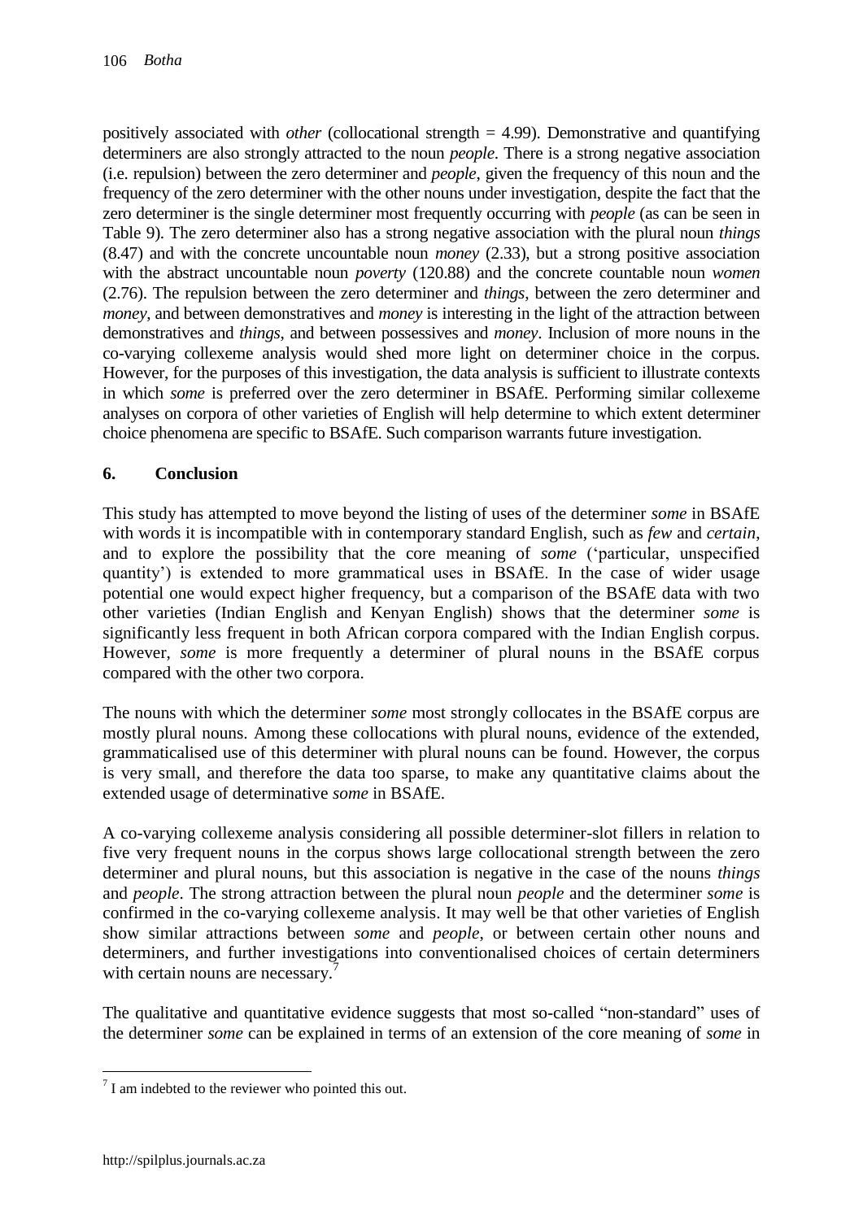positively associated with *other* (collocational strength = 4.99). Demonstrative and quantifying determiners are also strongly attracted to the noun *people*. There is a strong negative association (i.e. repulsion) between the zero determiner and *people*, given the frequency of this noun and the frequency of the zero determiner with the other nouns under investigation, despite the fact that the zero determiner is the single determiner most frequently occurring with *people* (as can be seen in Table 9). The zero determiner also has a strong negative association with the plural noun *things* (8.47) and with the concrete uncountable noun *money* (2.33), but a strong positive association with the abstract uncountable noun *poverty* (120.88) and the concrete countable noun *women* (2.76). The repulsion between the zero determiner and *things*, between the zero determiner and *money*, and between demonstratives and *money* is interesting in the light of the attraction between demonstratives and *things*, and between possessives and *money*. Inclusion of more nouns in the co-varying collexeme analysis would shed more light on determiner choice in the corpus. However, for the purposes of this investigation, the data analysis is sufficient to illustrate contexts in which *some* is preferred over the zero determiner in BSAfE. Performing similar collexeme analyses on corpora of other varieties of English will help determine to which extent determiner choice phenomena are specific to BSAfE. Such comparison warrants future investigation.

## 6. Conclusion

This study has attempted to move beyond the listing of uses of the determiner *some* in BSAfE with words it is incompatible with in contemporary standard English, such as *few* and *certain*, and to explore the possibility that the core meaning of *some* ('particular, unspecified quantity') is extended to more grammatical uses in BSAfE. In the case of wider usage potential one would expect higher frequency, but a comparison of the BSAfE data with two other varieties (Indian English and Kenyan English) shows that the determiner *some* is significantly less frequent in both African corpora compared with the Indian English corpus. However, *some* is more frequently a determiner of plural nouns in the BSAfE corpus compared with the other two corpora.

The nouns with which the determiner *some* most strongly collocates in the BSAfE corpus are mostly plural nouns. Among these collocations with plural nouns, evidence of the extended, grammaticalised use of this determiner with plural nouns can be found. However, the corpus is very small, and therefore the data too sparse, to make any quantitative claims about the extended usage of determinative *some* in BSAfE.

A co-varying collexeme analysis considering all possible determiner-slot fillers in relation to five very frequent nouns in the corpus shows large collocational strength between the zero determiner and plural nouns, but this association is negative in the case of the nouns *things* and *people*. The strong attraction between the plural noun *people* and the determiner *some* is confirmed in the co-varying collexeme analysis. It may well be that other varieties of English show similar attractions between *some* and *people*, or between certain other nouns and determiners, and further investigations into conventionalised choices of certain determiners with certain nouns are necessary.[7]

The qualitative and quantitative evidence suggests that most so-called "non-standard" uses of the determiner *some* can be explained in terms of an extension of the core meaning of *some* in

---

[7] I am indebted to the reviewer who pointed this out.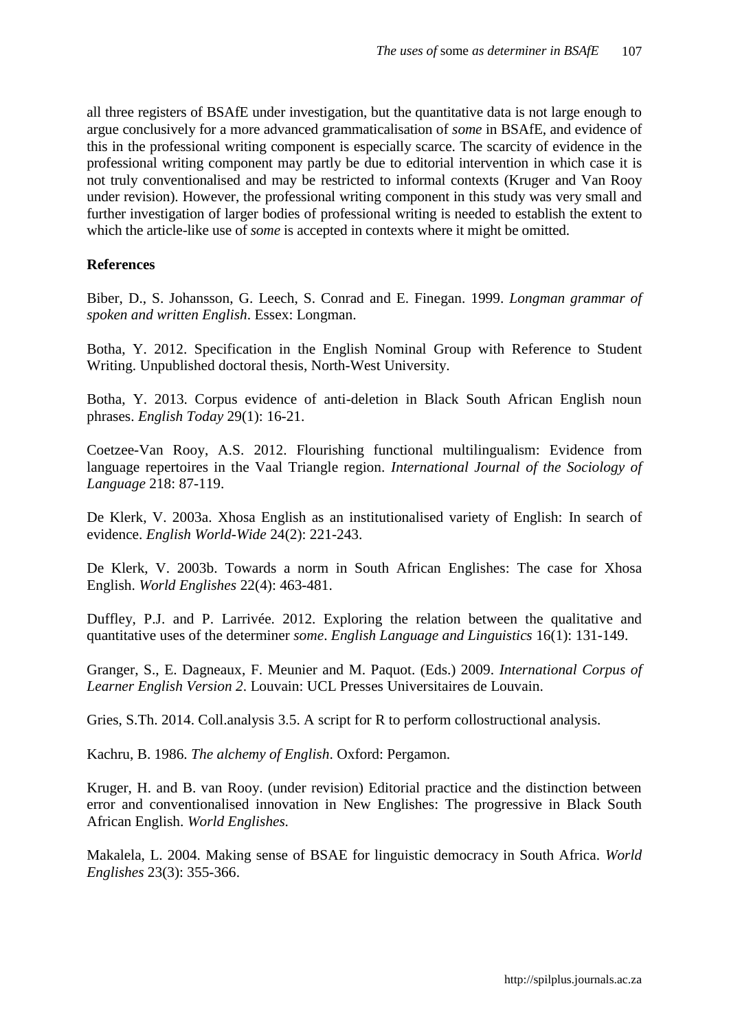all three registers of BSAfE under investigation, but the quantitative data is not large enough to argue conclusively for a more advanced grammaticalisation of *some* in BSAfE, and evidence of this in the professional writing component is especially scarce. The scarcity of evidence in the professional writing component may partly be due to editorial intervention in which case it is not truly conventionalised and may be restricted to informal contexts (Kruger and Van Rooy under revision). However, the professional writing component in this study was very small and further investigation of larger bodies of professional writing is needed to establish the extent to which the article-like use of *some* is accepted in contexts where it might be omitted.

**References**

Biber, D., S. Johansson, G. Leech, S. Conrad and E. Finegan. 1999. *Longman grammar of spoken and written English*. Essex: Longman.

Botha, Y. 2012. Specification in the English Nominal Group with Reference to Student Writing. Unpublished doctoral thesis, North-West University.

Botha, Y. 2013. Corpus evidence of anti-deletion in Black South African English noun phrases. *English Today* 29(1): 16-21.

Coetzee-Van Rooy, A.S. 2012. Flourishing functional multilingualism: Evidence from language repertoires in the Vaal Triangle region. *International Journal of the Sociology of Language* 218: 87-119.

De Klerk, V. 2003a. Xhosa English as an institutionalised variety of English: In search of evidence. *English World-Wide* 24(2): 221-243.

De Klerk, V. 2003b. Towards a norm in South African Englishes: The case for Xhosa English. *World Englishes* 22(4): 463-481.

Duffley, P.J. and P. Larrivée. 2012. Exploring the relation between the qualitative and quantitative uses of the determiner *some*. *English Language and Linguistics* 16(1): 131-149.

Granger, S., E. Dagneaux, F. Meunier and M. Paquot. (Eds.) 2009. *International Corpus of Learner English Version 2*. Louvain: UCL Presses Universitaires de Louvain.

Gries, S.Th. 2014. Coll.analysis 3.5. A script for R to perform collostructional analysis.

Kachru, B. 1986. *The alchemy of English*. Oxford: Pergamon.

Kruger, H. and B. van Rooy. (under revision) Editorial practice and the distinction between error and conventionalised innovation in New Englishes: The progressive in Black South African English. *World Englishes.*

Makalela, L. 2004. Making sense of BSAE for linguistic democracy in South Africa. *World Englishes* 23(3): 355-366.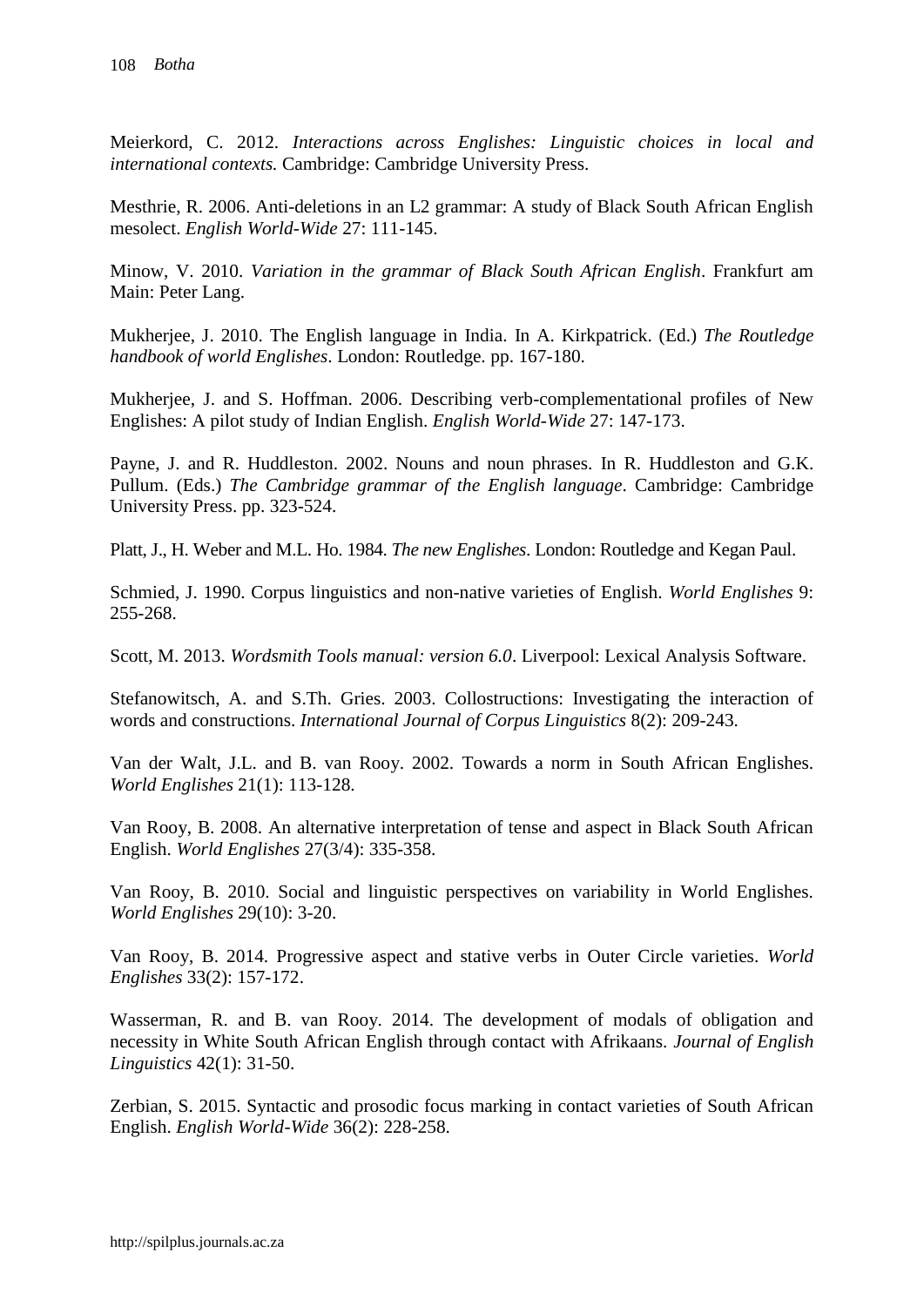Meierkord, C. 2012. *Interactions across Englishes: Linguistic choices in local and international contexts.* Cambridge: Cambridge University Press.

Mesthrie, R. 2006. Anti-deletions in an L2 grammar: A study of Black South African English mesolect. *English World-Wide* 27: 111-145.

Minow, V. 2010. *Variation in the grammar of Black South African English*. Frankfurt am Main: Peter Lang.

Mukherjee, J. 2010. The English language in India. In A. Kirkpatrick. (Ed.) *The Routledge handbook of world Englishes*. London: Routledge. pp. 167-180.

Mukherjee, J. and S. Hoffman. 2006. Describing verb-complementational profiles of New Englishes: A pilot study of Indian English. *English World-Wide* 27: 147-173.

Payne, J. and R. Huddleston. 2002. Nouns and noun phrases. In R. Huddleston and G.K. Pullum. (Eds.) *The Cambridge grammar of the English language*. Cambridge: Cambridge University Press. pp. 323-524.

Platt, J., H. Weber and M.L. Ho. 1984. *The new Englishes*. London: Routledge and Kegan Paul.

Schmied, J. 1990. Corpus linguistics and non-native varieties of English. *World Englishes* 9: 255-268.

Scott, M. 2013. *Wordsmith Tools manual: version 6.0*. Liverpool: Lexical Analysis Software.

Stefanowitsch, A. and S.Th. Gries. 2003. Collostructions: Investigating the interaction of words and constructions. *International Journal of Corpus Linguistics* 8(2): 209-243.

Van der Walt, J.L. and B. van Rooy. 2002. Towards a norm in South African Englishes. *World Englishes* 21(1): 113-128.

Van Rooy, B. 2008. An alternative interpretation of tense and aspect in Black South African English. *World Englishes* 27(3/4): 335-358.

Van Rooy, B. 2010. Social and linguistic perspectives on variability in World Englishes. *World Englishes* 29(10): 3-20.

Van Rooy, B. 2014. Progressive aspect and stative verbs in Outer Circle varieties. *World Englishes* 33(2): 157-172.

Wasserman, R. and B. van Rooy. 2014. The development of modals of obligation and necessity in White South African English through contact with Afrikaans. *Journal of English Linguistics* 42(1): 31-50.

Zerbian, S. 2015. Syntactic and prosodic focus marking in contact varieties of South African English. *English World-Wide* 36(2): 228-258.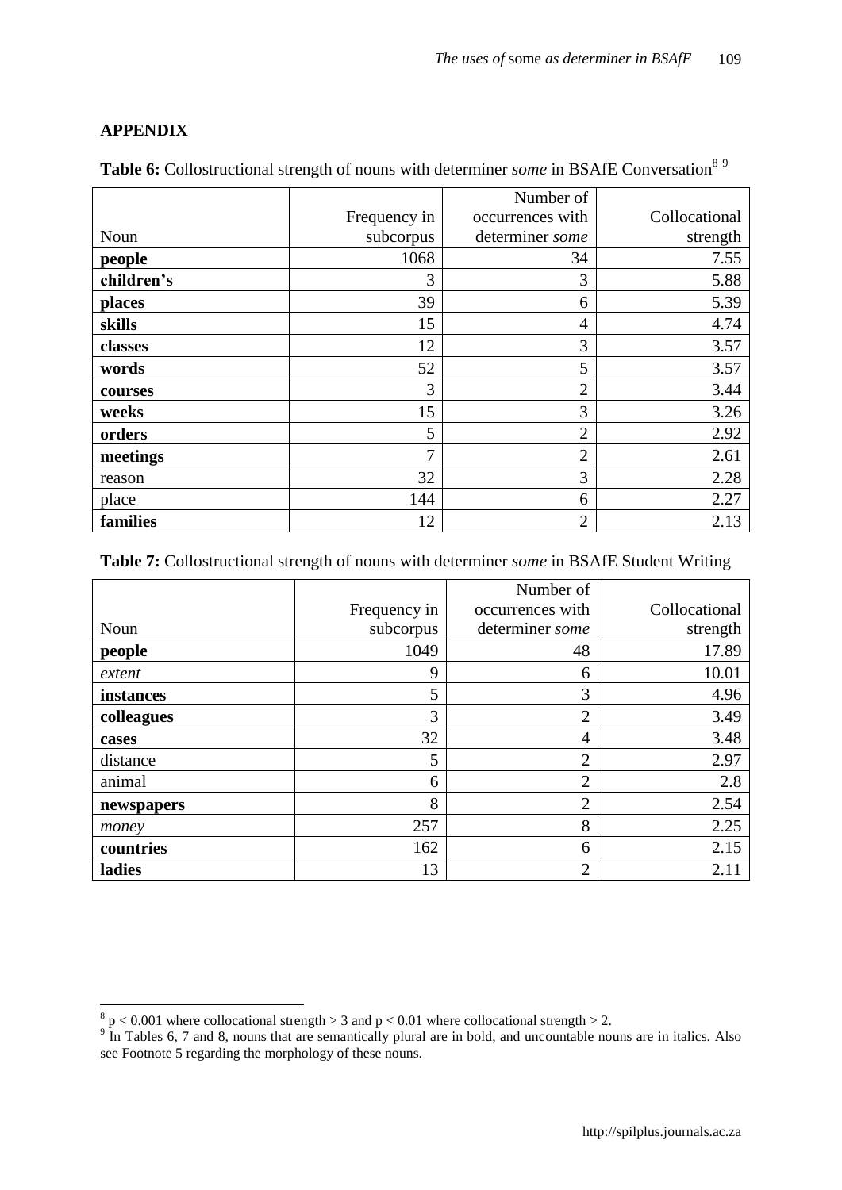## APPENDIX

**Table 6:** Collostructional strength of nouns with determiner *some* in BSAfE Conversation[8] [9]

| Noun | Frequency in subcorpus | Number of occurrences with determiner *some* | Collocational strength |
|---|---|---|---|
| **people** | 1068 | 34 | 7.55 |
| **children's** | 3 | 3 | 5.88 |
| **places** | 39 | 6 | 5.39 |
| **skills** | 15 | 4 | 4.74 |
| **classes** | 12 | 3 | 3.57 |
| **words** | 52 | 5 | 3.57 |
| **courses** | 3 | 2 | 3.44 |
| **weeks** | 15 | 3 | 3.26 |
| **orders** | 5 | 2 | 2.92 |
| **meetings** | 7 | 2 | 2.61 |
| reason | 32 | 3 | 2.28 |
| place | 144 | 6 | 2.27 |
| **families** | 12 | 2 | 2.13 |

**Table 7:** Collostructional strength of nouns with determiner *some* in BSAfE Student Writing

| Noun | Frequency in subcorpus | Number of occurrences with determiner *some* | Collocational strength |
|---|---|---|---|
| **people** | 1049 | 48 | 17.89 |
| *extent* | 9 | 6 | 10.01 |
| **instances** | 5 | 3 | 4.96 |
| **colleagues** | 3 | 2 | 3.49 |
| **cases** | 32 | 4 | 3.48 |
| distance | 5 | 2 | 2.97 |
| animal | 6 | 2 | 2.8 |
| **newspapers** | 8 | 2 | 2.54 |
| *money* | 257 | 8 | 2.25 |
| **countries** | 162 | 6 | 2.15 |
| **ladies** | 13 | 2 | 2.11 |

[8] $p < 0.001$ where collocational strength $> 3$ and $p < 0.01$ where collocational strength $> 2$.

[9] In Tables 6, 7 and 8, nouns that are semantically plural are in bold, and uncountable nouns are in italics. Also see Footnote 5 regarding the morphology of these nouns.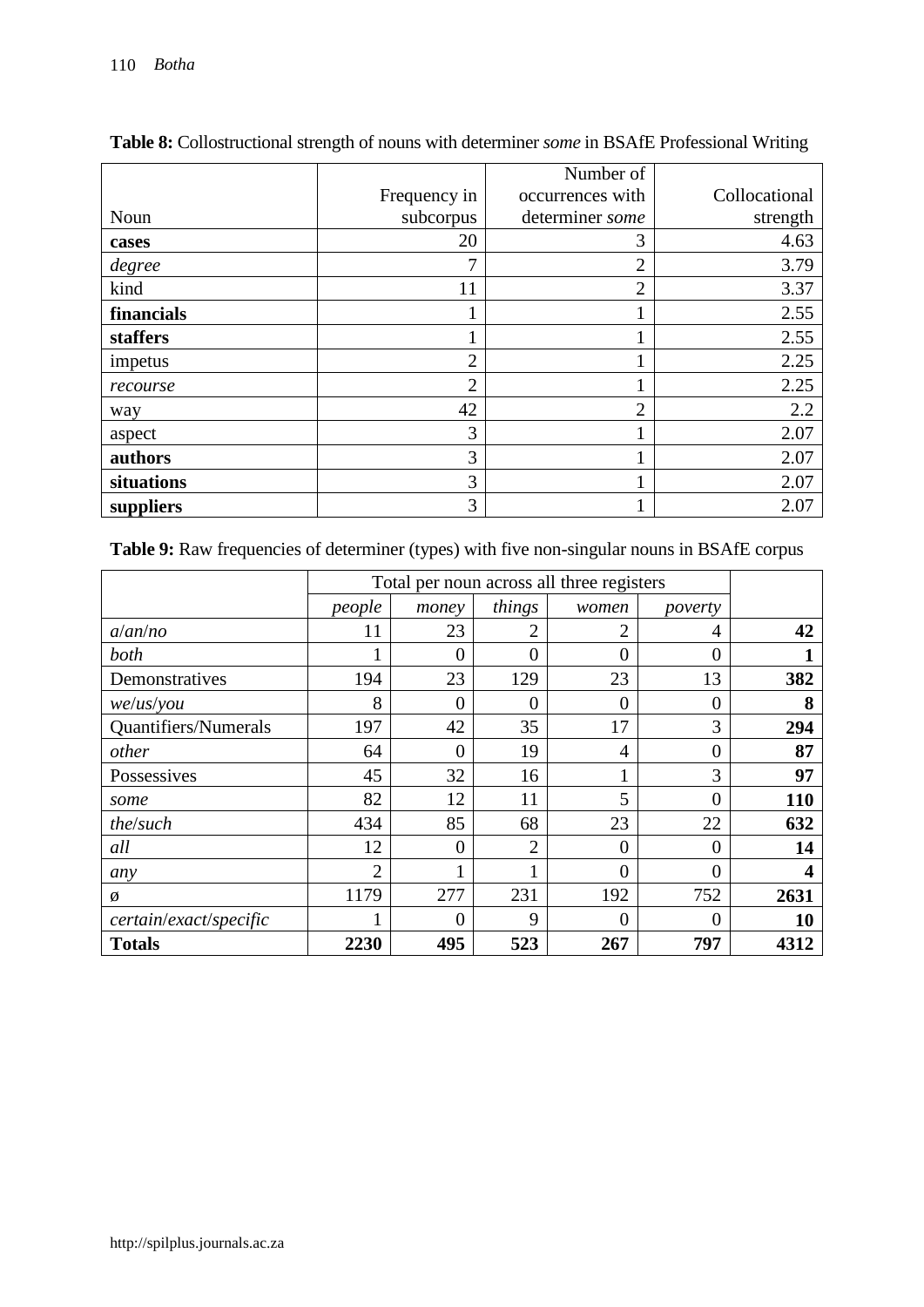**Table 8:** Collostructional strength of nouns with determiner *some* in BSAfE Professional Writing

| Noun | Frequency in subcorpus | Number of occurrences with determiner *some* | Collocational strength |
|---|---|---|---|
| **cases** | 20 | 3 | 4.63 |
| *degree* | 7 | 2 | 3.79 |
| kind | 11 | 2 | 3.37 |
| **financials** | 1 | 1 | 2.55 |
| **staffers** | 1 | 1 | 2.55 |
| impetus | 2 | 1 | 2.25 |
| *recourse* | 2 | 1 | 2.25 |
| way | 42 | 2 | 2.2 |
| aspect | 3 | 1 | 2.07 |
| **authors** | 3 | 1 | 2.07 |
| **situations** | 3 | 1 | 2.07 |
| **suppliers** | 3 | 1 | 2.07 |

**Table 9:** Raw frequencies of determiner (types) with five non-singular nouns in BSAfE corpus

| | Total per noun across all three registers | | | | | |
|---|---|---|---|---|---|---|
| | *people* | *money* | *things* | *women* | *poverty* | |
| *a*/*an*/*no* | 11 | 23 | 2 | 2 | 4 | **42** |
| *both* | 1 | 0 | 0 | 0 | 0 | **1** |
| Demonstratives | 194 | 23 | 129 | 23 | 13 | **382** |
| *we*/*us*/*you* | 8 | 0 | 0 | 0 | 0 | **8** |
| Quantifiers/Numerals | 197 | 42 | 35 | 17 | 3 | **294** |
| *other* | 64 | 0 | 19 | 4 | 0 | **87** |
| Possessives | 45 | 32 | 16 | 1 | 3 | **97** |
| *some* | 82 | 12 | 11 | 5 | 0 | **110** |
| *the*/*such* | 434 | 85 | 68 | 23 | 22 | **632** |
| *all* | 12 | 0 | 2 | 0 | 0 | **14** |
| *any* | 2 | 1 | 1 | 0 | 0 | **4** |
| ø | 1179 | 277 | 231 | 192 | 752 | **2631** |
| *certain*/*exact*/*specific* | 1 | 0 | 9 | 0 | 0 | **10** |
| **Totals** | **2230** | **495** | **523** | **267** | **797** | **4312** |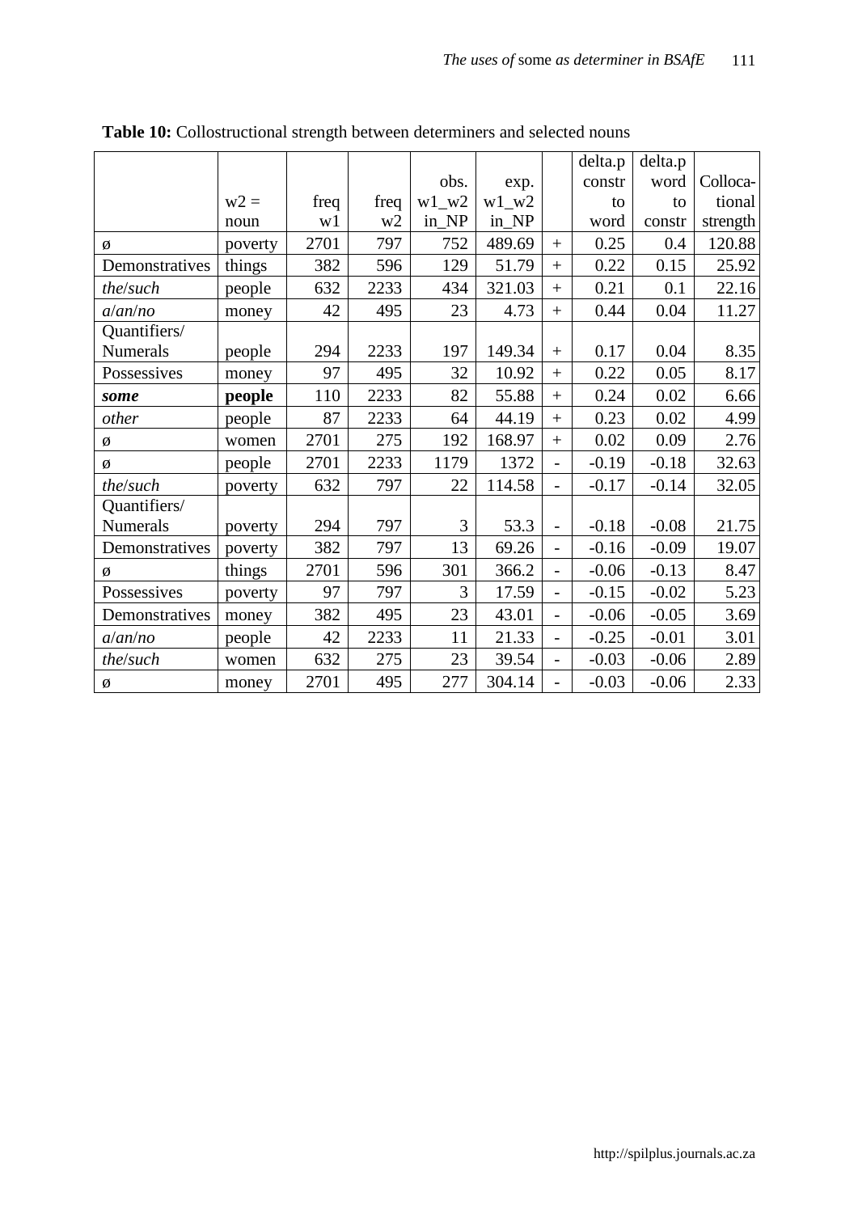**Table 10:** Collostructional strength between determiners and selected nouns

| | w2 = noun | freq w1 | freq w2 | obs. w1_w2 in_NP | exp. w1_w2 in_NP | | delta.p constr to word | delta.p word to constr | Colloca-tional strength |
|---|---|---|---|---|---|---|---|---|---|
| ø | poverty | 2701 | 797 | 752 | 489.69 | + | 0.25 | 0.4 | 120.88 |
| Demonstratives | things | 382 | 596 | 129 | 51.79 | + | 0.22 | 0.15 | 25.92 |
| *the*/*such* | people | 632 | 2233 | 434 | 321.03 | + | 0.21 | 0.1 | 22.16 |
| *a*/*an*/*no* | money | 42 | 495 | 23 | 4.73 | + | 0.44 | 0.04 | 11.27 |
| Quantifiers/ Numerals | people | 294 | 2233 | 197 | 149.34 | + | 0.17 | 0.04 | 8.35 |
| Possessives | money | 97 | 495 | 32 | 10.92 | + | 0.22 | 0.05 | 8.17 |
| ***some*** | **people** | 110 | 2233 | 82 | 55.88 | + | 0.24 | 0.02 | 6.66 |
| *other* | people | 87 | 2233 | 64 | 44.19 | + | 0.23 | 0.02 | 4.99 |
| ø | women | 2701 | 275 | 192 | 168.97 | + | 0.02 | 0.09 | 2.76 |
| ø | people | 2701 | 2233 | 1179 | 1372 | - | -0.19 | -0.18 | 32.63 |
| *the*/*such* | poverty | 632 | 797 | 22 | 114.58 | - | -0.17 | -0.14 | 32.05 |
| Quantifiers/ Numerals | poverty | 294 | 797 | 3 | 53.3 | - | -0.18 | -0.08 | 21.75 |
| Demonstratives | poverty | 382 | 797 | 13 | 69.26 | - | -0.16 | -0.09 | 19.07 |
| ø | things | 2701 | 596 | 301 | 366.2 | - | -0.06 | -0.13 | 8.47 |
| Possessives | poverty | 97 | 797 | 3 | 17.59 | - | -0.15 | -0.02 | 5.23 |
| Demonstratives | money | 382 | 495 | 23 | 43.01 | - | -0.06 | -0.05 | 3.69 |
| *a*/*an*/*no* | people | 42 | 2233 | 11 | 21.33 | - | -0.25 | -0.01 | 3.01 |
| *the*/*such* | women | 632 | 275 | 23 | 39.54 | - | -0.03 | -0.06 | 2.89 |
| ø | money | 2701 | 495 | 277 | 304.14 | - | -0.03 | -0.06 | 2.33 |